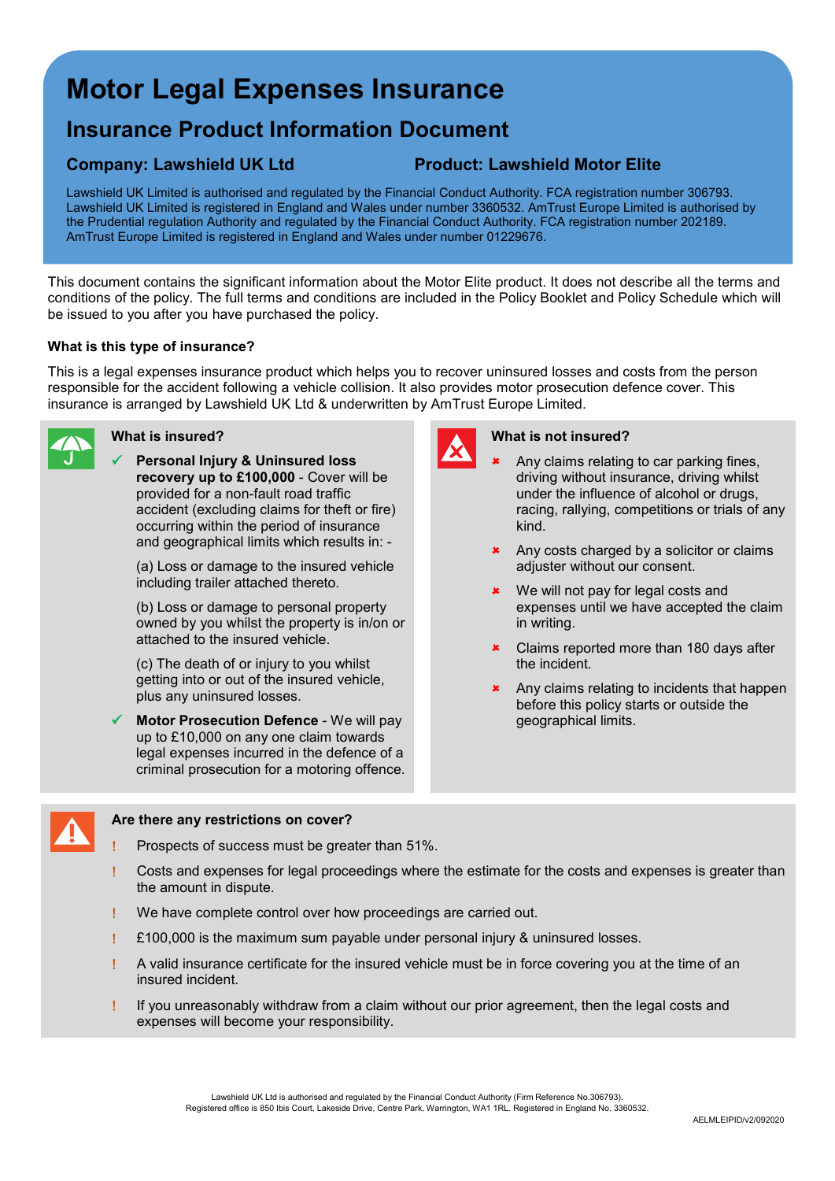# Motor Legal Expenses Insurance

## Insurance Product Information Document

**Company: Lawshield UK Ltd** **Product: Lawshield Motor Elite**

Lawshield UK Limited is authorised and regulated by the Financial Conduct Authority. FCA registration number 306793. Lawshield UK Limited is registered in England and Wales under number 3360532. AmTrust Europe Limited is authorised by the Prudential regulation Authority and regulated by the Financial Conduct Authority. FCA registration number 202189. AmTrust Europe Limited is registered in England and Wales under number 01229676.

This document contains the significant information about the Motor Elite product. It does not describe all the terms and conditions of the policy. The full terms and conditions are included in the Policy Booklet and Policy Schedule which will be issued to you after you have purchased the policy.

### What is this type of insurance?

This is a legal expenses insurance product which helps you to recover uninsured losses and costs from the person responsible for the accident following a vehicle collision. It also provides motor prosecution defence cover. This insurance is arranged by Lawshield UK Ltd & underwritten by AmTrust Europe Limited.

### What is insured?

- ✓ **Personal Injury & Uninsured loss recovery up to £100,000** - Cover will be provided for a non-fault road traffic accident (excluding claims for theft or fire) occurring within the period of insurance and geographical limits which results in: -

  (a) Loss or damage to the insured vehicle including trailer attached thereto.

  (b) Loss or damage to personal property owned by you whilst the property is in/on or attached to the insured vehicle.

  (c) The death of or injury to you whilst getting into or out of the insured vehicle, plus any uninsured losses.

- ✓ **Motor Prosecution Defence** - We will pay up to £10,000 on any one claim towards legal expenses incurred in the defence of a criminal prosecution for a motoring offence.

### What is not insured?

- ✗ Any claims relating to car parking fines, driving without insurance, driving whilst under the influence of alcohol or drugs, racing, rallying, competitions or trials of any kind.
- ✗ Any costs charged by a solicitor or claims adjuster without our consent.
- ✗ We will not pay for legal costs and expenses until we have accepted the claim in writing.
- ✗ Claims reported more than 180 days after the incident.
- ✗ Any claims relating to incidents that happen before this policy starts or outside the geographical limits.

### Are there any restrictions on cover?

- ! Prospects of success must be greater than 51%.
- ! Costs and expenses for legal proceedings where the estimate for the costs and expenses is greater than the amount in dispute.
- ! We have complete control over how proceedings are carried out.
- ! £100,000 is the maximum sum payable under personal injury & uninsured losses.
- ! A valid insurance certificate for the insured vehicle must be in force covering you at the time of an insured incident.
- ! If you unreasonably withdraw from a claim without our prior agreement, then the legal costs and expenses will become your responsibility.

Lawshield UK Ltd is authorised and regulated by the Financial Conduct Authority (Firm Reference No.306793).
Registered office is 850 Ibis Court, Lakeside Drive, Centre Park, Warrington, WA1 1RL. Registered in England No. 3360532.

AELMLEIPID/v2/092020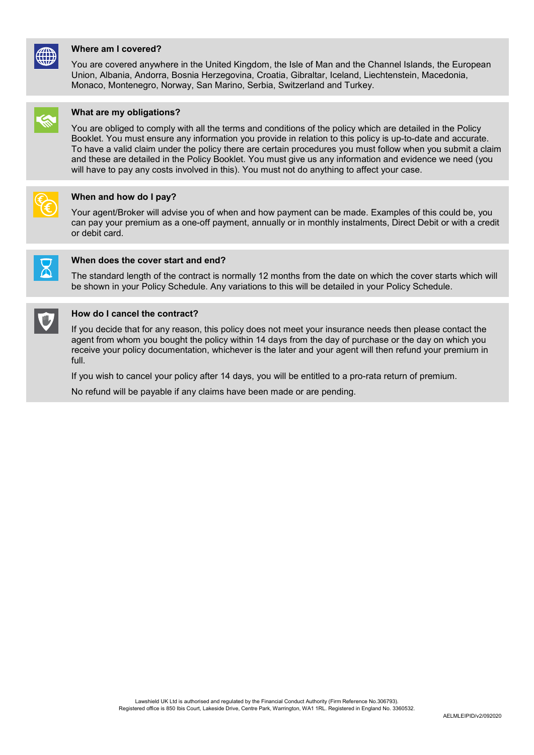### Where am I covered?

You are covered anywhere in the United Kingdom, the Isle of Man and the Channel Islands, the European Union, Albania, Andorra, Bosnia Herzegovina, Croatia, Gibraltar, Iceland, Liechtenstein, Macedonia, Monaco, Montenegro, Norway, San Marino, Serbia, Switzerland and Turkey.

### What are my obligations?

You are obliged to comply with all the terms and conditions of the policy which are detailed in the Policy Booklet. You must ensure any information you provide in relation to this policy is up-to-date and accurate. To have a valid claim under the policy there are certain procedures you must follow when you submit a claim and these are detailed in the Policy Booklet. You must give us any information and evidence we need (you will have to pay any costs involved in this). You must not do anything to affect your case.

### When and how do I pay?

Your agent/Broker will advise you of when and how payment can be made. Examples of this could be, you can pay your premium as a one-off payment, annually or in monthly instalments, Direct Debit or with a credit or debit card.

### When does the cover start and end?

The standard length of the contract is normally 12 months from the date on which the cover starts which will be shown in your Policy Schedule. Any variations to this will be detailed in your Policy Schedule.

### How do I cancel the contract?

If you decide that for any reason, this policy does not meet your insurance needs then please contact the agent from whom you bought the policy within 14 days from the day of purchase or the day on which you receive your policy documentation, whichever is the later and your agent will then refund your premium in full.

If you wish to cancel your policy after 14 days, you will be entitled to a pro-rata return of premium.

No refund will be payable if any claims have been made or are pending.

Lawshield UK Ltd is authorised and regulated by the Financial Conduct Authority (Firm Reference No.306793).
Registered office is 850 Ibis Court, Lakeside Drive, Centre Park, Warrington, WA1 1RL. Registered in England No. 3360532.

AELMLEIPID/v2/092020